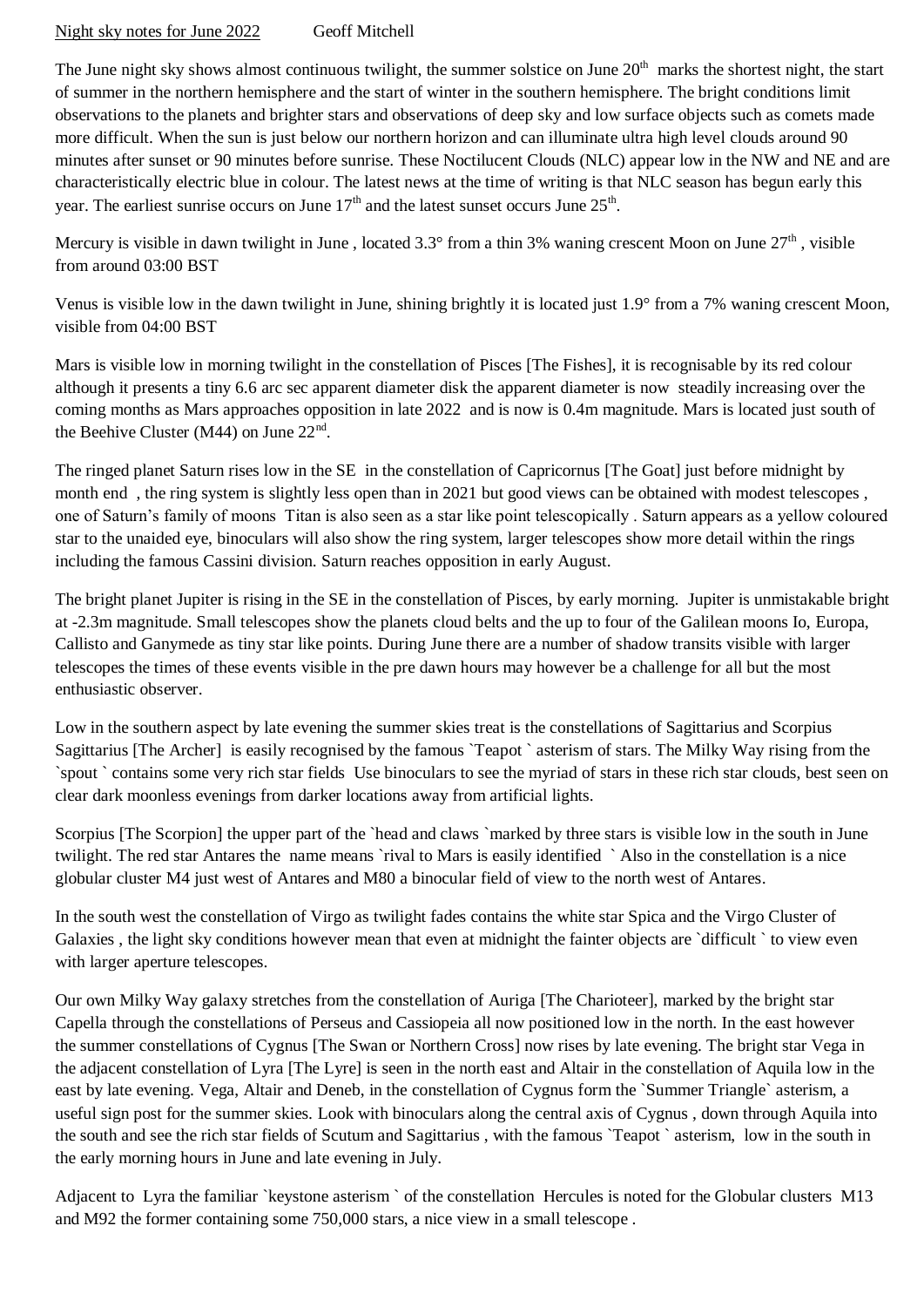Night sky notes for June 2022 Geoff Mitchell

The June night sky shows almost continuous twilight, the summer solstice on June 20th marks the shortest night, the start of summer in the northern hemisphere and the start of winter in the southern hemisphere. The bright conditions limit observations to the planets and brighter stars and observations of deep sky and low surface objects such as comets made more difficult. When the sun is just below our northern horizon and can illuminate ultra high level clouds around 90 minutes after sunset or 90 minutes before sunrise. These Noctilucent Clouds (NLC) appear low in the NW and NE and are characteristically electric blue in colour. The latest news at the time of writing is that NLC season has begun early this year. The earliest sunrise occurs on June 17th and the latest sunset occurs June 25th.

Mercury is visible in dawn twilight in June , located 3.3° from a thin 3% waning crescent Moon on June 27th , visible from around 03:00 BST

Venus is visible low in the dawn twilight in June, shining brightly it is located just 1.9° from a 7% waning crescent Moon, visible from 04:00 BST

Mars is visible low in morning twilight in the constellation of Pisces [The Fishes], it is recognisable by its red colour although it presents a tiny 6.6 arc sec apparent diameter disk the apparent diameter is now steadily increasing over the coming months as Mars approaches opposition in late 2022 and is now is 0.4m magnitude. Mars is located just south of the Beehive Cluster (M44) on June 22nd.

The ringed planet Saturn rises low in the SE in the constellation of Capricornus [The Goat] just before midnight by month end , the ring system is slightly less open than in 2021 but good views can be obtained with modest telescopes , one of Saturn's family of moons Titan is also seen as a star like point telescopically . Saturn appears as a yellow coloured star to the unaided eye, binoculars will also show the ring system, larger telescopes show more detail within the rings including the famous Cassini division. Saturn reaches opposition in early August.

The bright planet Jupiter is rising in the SE in the constellation of Pisces, by early morning. Jupiter is unmistakable bright at -2.3m magnitude. Small telescopes show the planets cloud belts and the up to four of the Galilean moons Io, Europa, Callisto and Ganymede as tiny star like points. During June there are a number of shadow transits visible with larger telescopes the times of these events visible in the pre dawn hours may however be a challenge for all but the most enthusiastic observer.

Low in the southern aspect by late evening the summer skies treat is the constellations of Sagittarius and Scorpius Sagittarius [The Archer] is easily recognised by the famous `Teapot ` asterism of stars. The Milky Way rising from the `spout ` contains some very rich star fields Use binoculars to see the myriad of stars in these rich star clouds, best seen on clear dark moonless evenings from darker locations away from artificial lights.

Scorpius [The Scorpion] the upper part of the `head and claws `marked by three stars is visible low in the south in June twilight. The red star Antares the name means `rival to Mars is easily identified ` Also in the constellation is a nice globular cluster M4 just west of Antares and M80 a binocular field of view to the north west of Antares.

In the south west the constellation of Virgo as twilight fades contains the white star Spica and the Virgo Cluster of Galaxies , the light sky conditions however mean that even at midnight the fainter objects are `difficult ` to view even with larger aperture telescopes.

Our own Milky Way galaxy stretches from the constellation of Auriga [The Charioteer], marked by the bright star Capella through the constellations of Perseus and Cassiopeia all now positioned low in the north. In the east however the summer constellations of Cygnus [The Swan or Northern Cross] now rises by late evening. The bright star Vega in the adjacent constellation of Lyra [The Lyre] is seen in the north east and Altair in the constellation of Aquila low in the east by late evening. Vega, Altair and Deneb, in the constellation of Cygnus form the `Summer Triangle` asterism, a useful sign post for the summer skies. Look with binoculars along the central axis of Cygnus , down through Aquila into the south and see the rich star fields of Scutum and Sagittarius , with the famous `Teapot ` asterism, low in the south in the early morning hours in June and late evening in July.

Adjacent to Lyra the familiar `keystone asterism ` of the constellation Hercules is noted for the Globular clusters M13 and M92 the former containing some 750,000 stars, a nice view in a small telescope .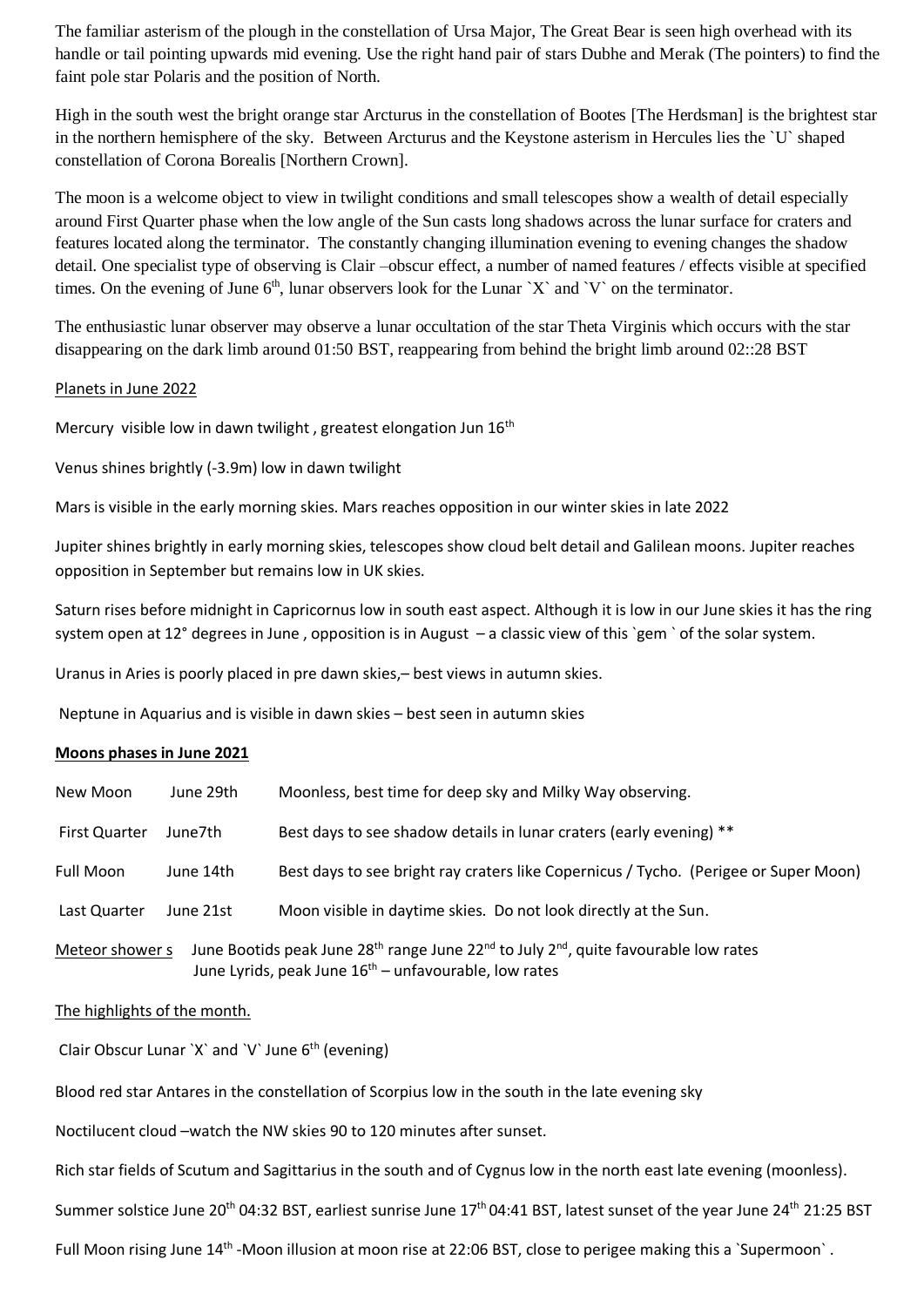The familiar asterism of the plough in the constellation of Ursa Major, The Great Bear is seen high overhead with its handle or tail pointing upwards mid evening. Use the right hand pair of stars Dubhe and Merak (The pointers) to find the faint pole star Polaris and the position of North.

High in the south west the bright orange star Arcturus in the constellation of Bootes [The Herdsman] is the brightest star in the northern hemisphere of the sky. Between Arcturus and the Keystone asterism in Hercules lies the `U` shaped constellation of Corona Borealis [Northern Crown].

The moon is a welcome object to view in twilight conditions and small telescopes show a wealth of detail especially around First Quarter phase when the low angle of the Sun casts long shadows across the lunar surface for craters and features located along the terminator. The constantly changing illumination evening to evening changes the shadow detail. One specialist type of observing is Clair –obscur effect, a number of named features / effects visible at specified times. On the evening of June 6th, lunar observers look for the Lunar `X` and `V` on the terminator.

The enthusiastic lunar observer may observe a lunar occultation of the star Theta Virginis which occurs with the star disappearing on the dark limb around 01:50 BST, reappearing from behind the bright limb around 02::28 BST

Planets in June 2022

Mercury visible low in dawn twilight , greatest elongation Jun 16th

Venus shines brightly (-3.9m) low in dawn twilight

Mars is visible in the early morning skies. Mars reaches opposition in our winter skies in late 2022

Jupiter shines brightly in early morning skies, telescopes show cloud belt detail and Galilean moons. Jupiter reaches opposition in September but remains low in UK skies.

Saturn rises before midnight in Capricornus low in south east aspect. Although it is low in our June skies it has the ring system open at 12° degrees in June , opposition is in August – a classic view of this `gem ` of the solar system.

Uranus in Aries is poorly placed in pre dawn skies,– best views in autumn skies.

Neptune in Aquarius and is visible in dawn skies – best seen in autumn skies

**Moons phases in June 2021**

| | | |
|---|---|---|
| New Moon | June 29th | Moonless, best time for deep sky and Milky Way observing. |
| First Quarter | June7th | Best days to see shadow details in lunar craters (early evening) ** |
| Full Moon | June 14th | Best days to see bright ray craters like Copernicus / Tycho. (Perigee or Super Moon) |
| Last Quarter | June 21st | Moon visible in daytime skies. Do not look directly at the Sun. |

Meteor shower s June Bootids peak June 28th range June 22nd to July 2nd, quite favourable low rates
June Lyrids, peak June 16th – unfavourable, low rates

The highlights of the month.

Clair Obscur Lunar `X` and `V` June 6th (evening)

Blood red star Antares in the constellation of Scorpius low in the south in the late evening sky

Noctilucent cloud –watch the NW skies 90 to 120 minutes after sunset.

Rich star fields of Scutum and Sagittarius in the south and of Cygnus low in the north east late evening (moonless).

Summer solstice June 20th 04:32 BST, earliest sunrise June 17th 04:41 BST, latest sunset of the year June 24th 21:25 BST

Full Moon rising June 14th -Moon illusion at moon rise at 22:06 BST, close to perigee making this a `Supermoon` .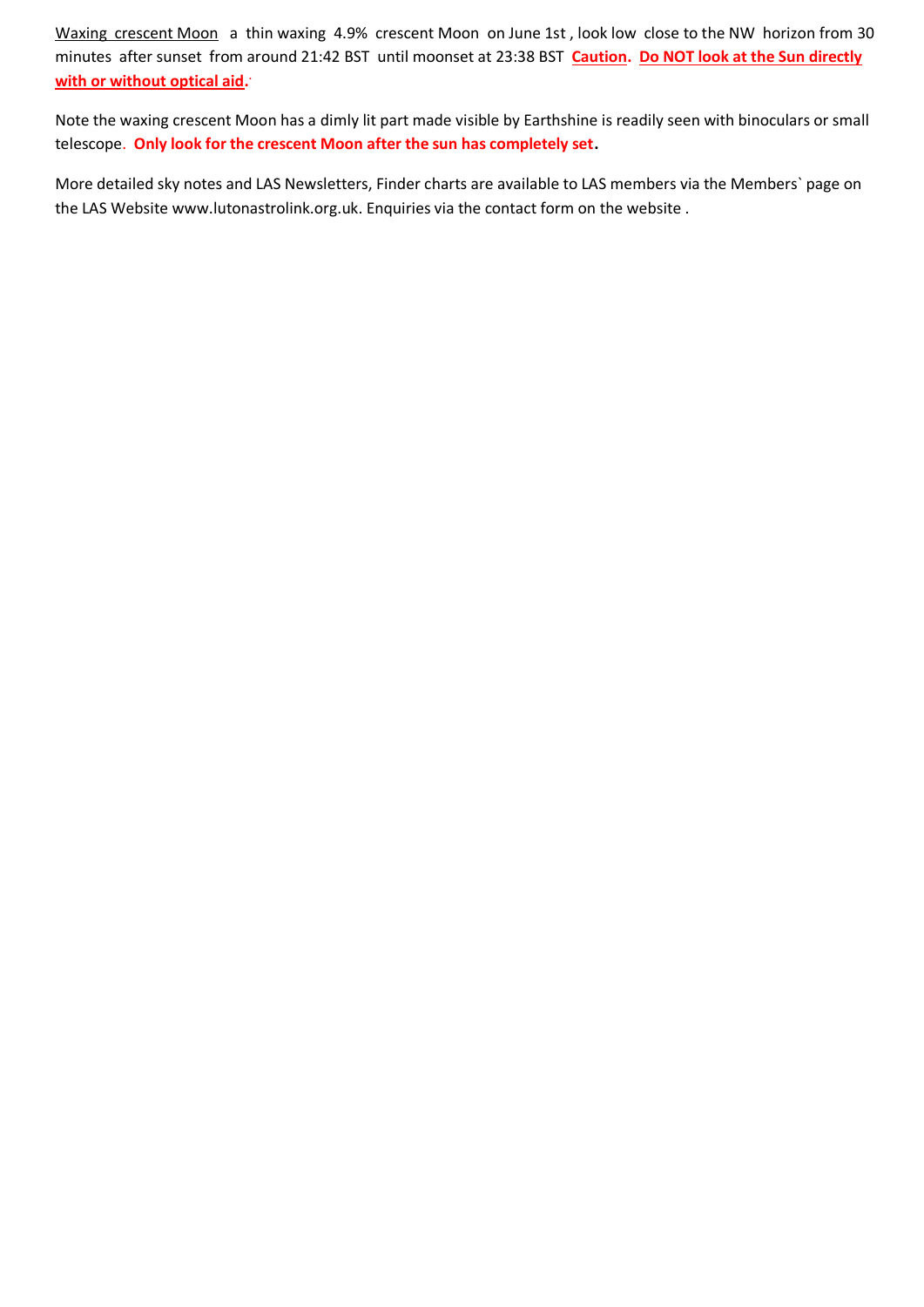Waxing crescent Moon a thin waxing 4.9% crescent Moon on June 1st, look low close to the NW horizon from 30 minutes after sunset from around 21:42 BST until moonset at 23:38 BST **Caution. Do NOT look at the Sun directly with or without optical aid.**

Note the waxing crescent Moon has a dimly lit part made visible by Earthshine is readily seen with binoculars or small telescope. **Only look for the crescent Moon after the sun has completely set.**

More detailed sky notes and LAS Newsletters, Finder charts are available to LAS members via the Members` page on the LAS Website www.lutonastrolink.org.uk. Enquiries via the contact form on the website .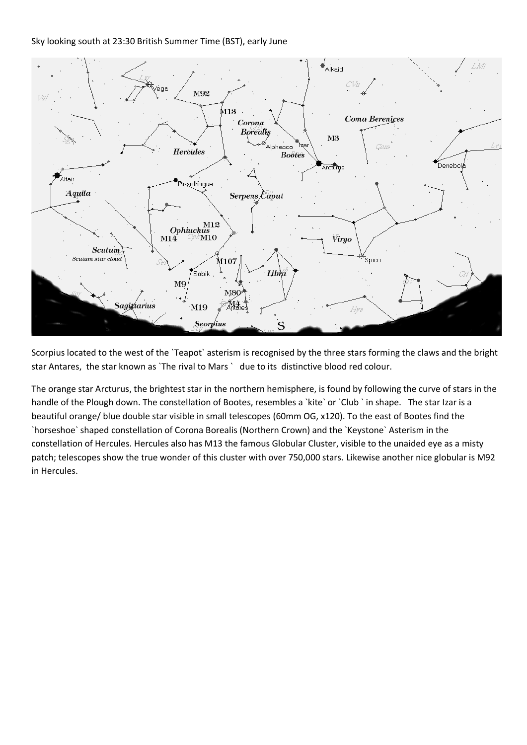Sky looking south at 23:30 British Summer Time (BST), early June

Scorpius located to the west of the `Teapot` asterism is recognised by the three stars forming the claws and the bright star Antares, the star known as `The rival to Mars ` due to its distinctive blood red colour.

The orange star Arcturus, the brightest star in the northern hemisphere, is found by following the curve of stars in the handle of the Plough down. The constellation of Bootes, resembles a `kite` or `Club ` in shape. The star Izar is a beautiful orange/ blue double star visible in small telescopes (60mm OG, x120). To the east of Bootes find the `horseshoe` shaped constellation of Corona Borealis (Northern Crown) and the `Keystone` Asterism in the constellation of Hercules. Hercules also has M13 the famous Globular Cluster, visible to the unaided eye as a misty patch; telescopes show the true wonder of this cluster with over 750,000 stars. Likewise another nice globular is M92 in Hercules.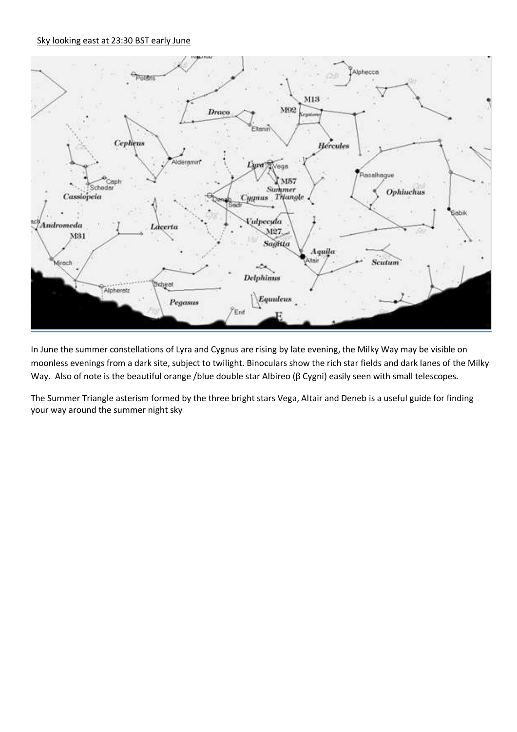Sky looking east at 23:30 BST early June

In June the summer constellations of Lyra and Cygnus are rising by late evening, the Milky Way may be visible on moonless evenings from a dark site, subject to twilight. Binoculars show the rich star fields and dark lanes of the Milky Way. Also of note is the beautiful orange /blue double star Albireo (β Cygni) easily seen with small telescopes.

The Summer Triangle asterism formed by the three bright stars Vega, Altair and Deneb is a useful guide for finding your way around the summer night sky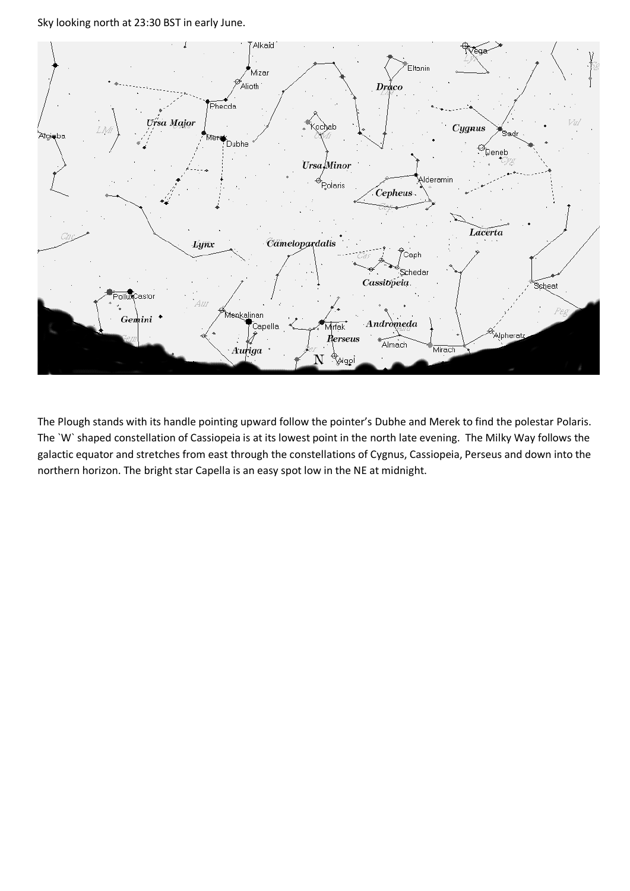Sky looking north at 23:30 BST in early June.

The Plough stands with its handle pointing upward follow the pointer's Dubhe and Merek to find the polestar Polaris. The `W` shaped constellation of Cassiopeia is at its lowest point in the north late evening. The Milky Way follows the galactic equator and stretches from east through the constellations of Cygnus, Cassiopeia, Perseus and down into the northern horizon. The bright star Capella is an easy spot low in the NE at midnight.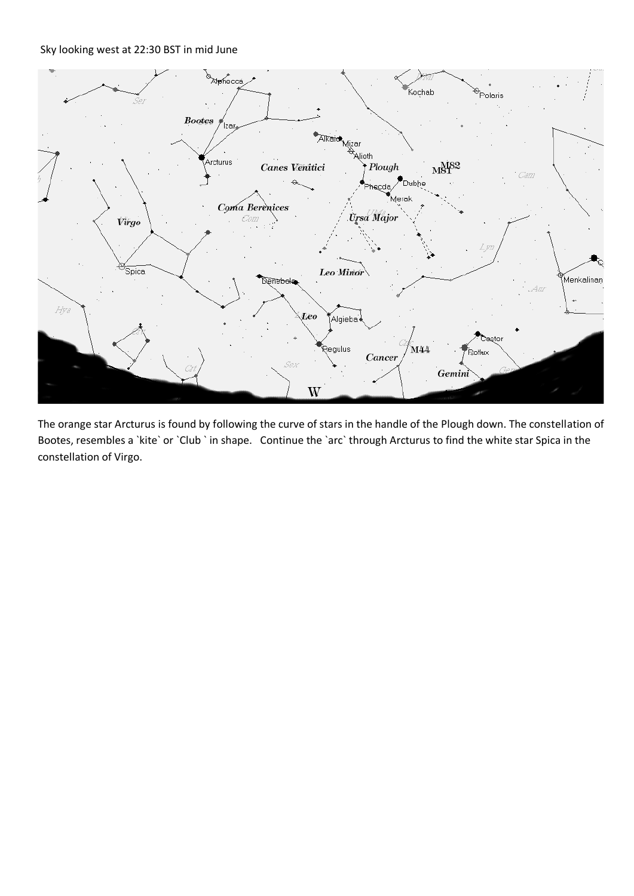Sky looking west at 22:30 BST in mid June

Alphecca
Kochab
Polaris
Ser
Bootes
Izar
Alkaid
Mizar
Alioth
Arcturus
Canes Venitici
Plough
M82
M81
Cam
Phecda
Dubhe
Merak
Coma Berenices
Com
UMa
Ursa Major
Virgo
Lyn
Spica
Leo Minor
Denebola
Menkalinan
Aur
Hya
Leo
Algieba
Regulus
Cnc
M44
Castor
Sex
Cancer
Pollux
Crt
Gemini
Gem
W

The orange star Arcturus is found by following the curve of stars in the handle of the Plough down. The constellation of Bootes, resembles a `kite` or `Club ` in shape. Continue the `arc` through Arcturus to find the white star Spica in the constellation of Virgo.